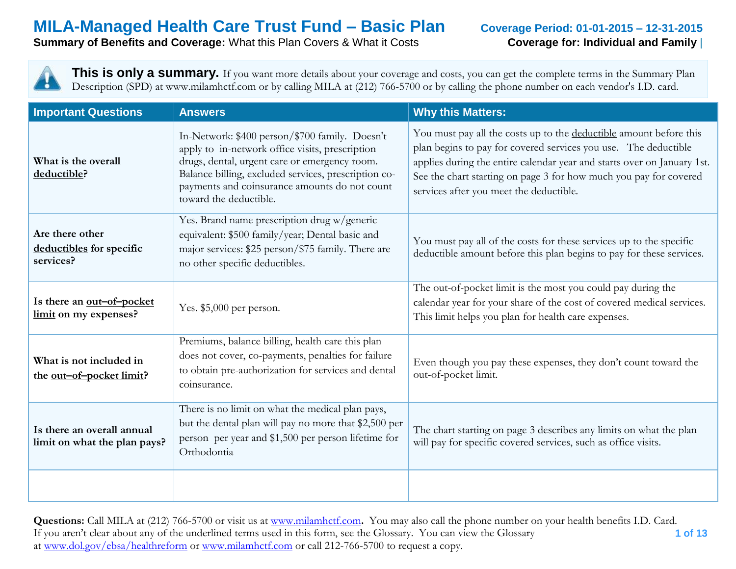# MILA-Managed Health Care Trust Fund – Basic Plan

**Coverage Period: 01-01-2015 – 12-31-2015**

**Summary of Benefits and Coverage:** What this Plan Covers & What it Costs

**Coverage for: Individual and Family** |

**This is only a summary.** If you want more details about your coverage and costs, you can get the complete terms in the Summary Plan Description (SPD) at www.milamhctf.com or by calling MILA at (212) 766-5700 or by calling the phone number on each vendor's I.D. card.

| Important Questions | Answers | Why this Matters: |
| --- | --- | --- |
| **What is the overall deductible?** | In-Network: $400 person/$700 family. Doesn't apply to in-network office visits, prescription drugs, dental, urgent care or emergency room. Balance billing, excluded services, prescription co-payments and coinsurance amounts do not count toward the deductible. | You must pay all the costs up to the deductible amount before this plan begins to pay for covered services you use. The deductible applies during the entire calendar year and starts over on January 1st. See the chart starting on page 3 for how much you pay for covered services after you meet the deductible. |
| **Are there other deductibles for specific services?** | Yes. Brand name prescription drug w/generic equivalent: $500 family/year; Dental basic and major services: $25 person/$75 family. There are no other specific deductibles. | You must pay all of the costs for these services up to the specific deductible amount before this plan begins to pay for these services. |
| **Is there an out–of–pocket limit on my expenses?** | Yes. $5,000 per person. | The out-of-pocket limit is the most you could pay during the calendar year for your share of the cost of covered medical services. This limit helps you plan for health care expenses. |
| **What is not included in the out–of–pocket limit?** | Premiums, balance billing, health care this plan does not cover, co-payments, penalties for failure to obtain pre-authorization for services and dental coinsurance. | Even though you pay these expenses, they don't count toward the out-of-pocket limit. |
| **Is there an overall annual limit on what the plan pays?** | There is no limit on what the medical plan pays, but the dental plan will pay no more that $2,500 per person per year and $1,500 per person lifetime for Orthodontia | The chart starting on page 3 describes any limits on what the plan will pay for specific covered services, such as office visits. |
| | | |

**Questions:** Call MILA at (212) 766-5700 or visit us at www.milamhctf.com**.** You may also call the phone number on your health benefits I.D. Card. If you aren't clear about any of the underlined terms used in this form, see the Glossary. You can view the Glossary at www.dol.gov/ebsa/healthreform or www.milamhctf.com or call 212-766-5700 to request a copy.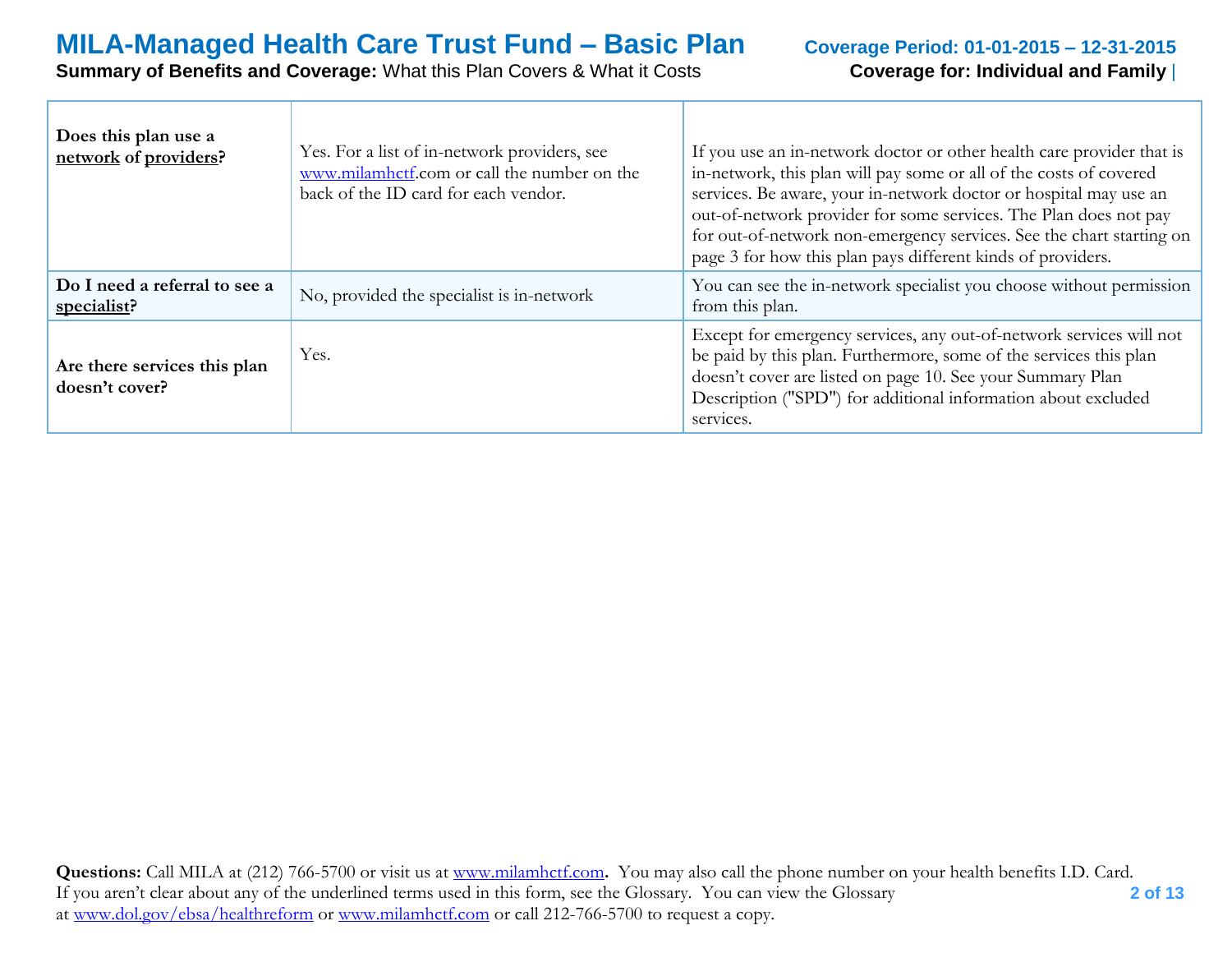| | | |
|---|---|---|
| **Does this plan use a <u>network</u> of <u>providers</u>?** | Yes. For a list of in-network providers, see www.milamhctf.com or call the number on the back of the ID card for each vendor. | If you use an in-network doctor or other health care provider that is in-network, this plan will pay some or all of the costs of covered services. Be aware, your in-network doctor or hospital may use an out-of-network provider for some services. The Plan does not pay for out-of-network non-emergency services. See the chart starting on page 3 for how this plan pays different kinds of providers. |
| **Do I need a referral to see a <u>specialist</u>?** | No, provided the specialist is in-network | You can see the in-network specialist you choose without permission from this plan. |
| **Are there services this plan doesn't cover?** | Yes. | Except for emergency services, any out-of-network services will not be paid by this plan. Furthermore, some of the services this plan doesn't cover are listed on page 10. See your Summary Plan Description ("SPD") for additional information about excluded services. |

**Questions:** Call MILA at (212) 766-5700 or visit us at www.milamhctf.com**.** You may also call the phone number on your health benefits I.D. Card. If you aren't clear about any of the underlined terms used in this form, see the Glossary. You can view the Glossary at www.dol.gov/ebsa/healthreform or www.milamhctf.com or call 212-766-5700 to request a copy.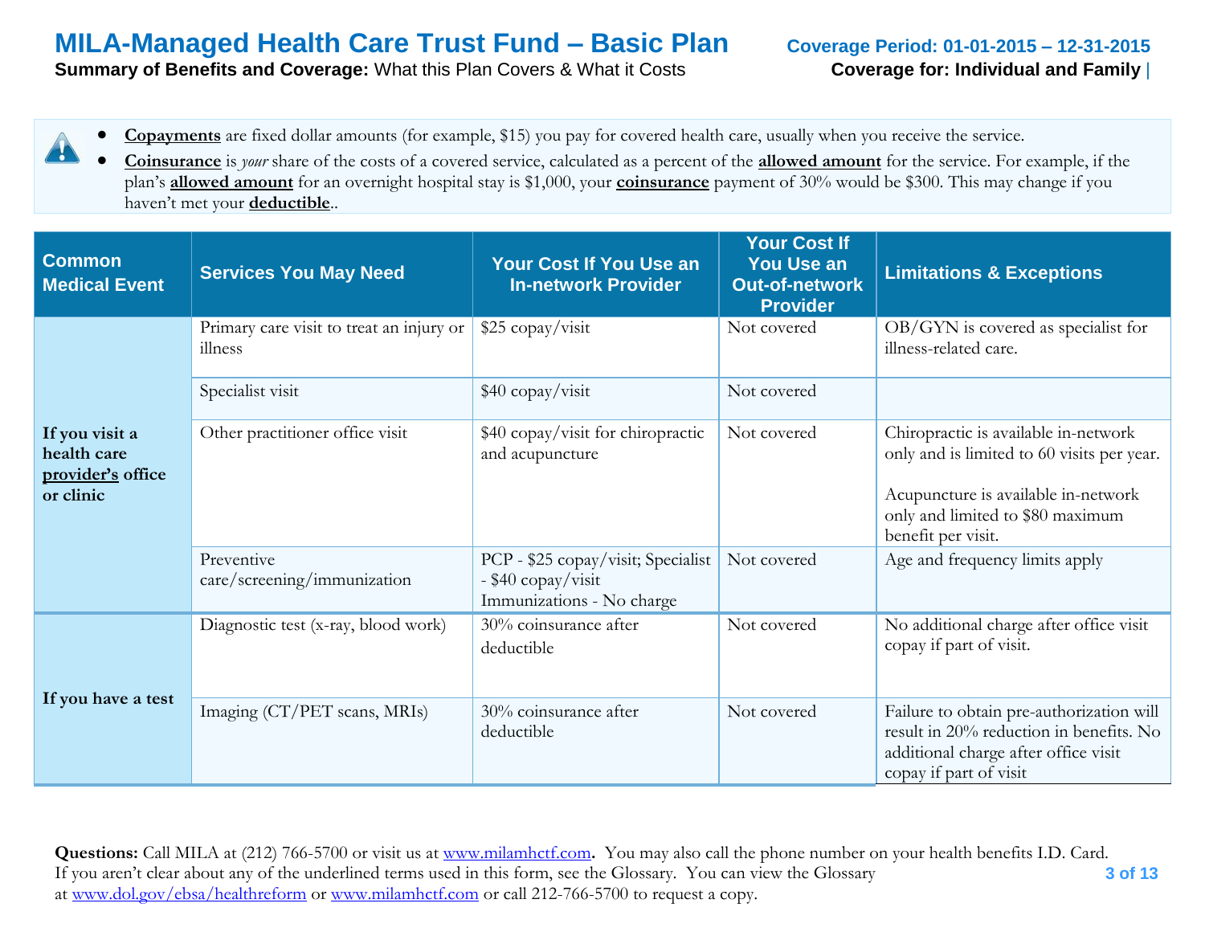# MILA-Managed Health Care Trust Fund – Basic Plan

**Coverage Period: 01-01-2015 – 12-31-2015**

**Summary of Benefits and Coverage:** What this Plan Covers & What it Costs

**Coverage for: Individual and Family**

- **Copayments** are fixed dollar amounts (for example, $15) you pay for covered health care, usually when you receive the service.
- **Coinsurance** is *your* share of the costs of a covered service, calculated as a percent of the **allowed amount** for the service. For example, if the plan's **allowed amount** for an overnight hospital stay is $1,000, your **coinsurance** payment of 30% would be $300. This may change if you haven't met your **deductible**..

| Common Medical Event | Services You May Need | Your Cost If You Use an In-network Provider | Your Cost If You Use an Out-of-network Provider | Limitations & Exceptions |
|---|---|---|---|---|
| **If you visit a health care provider's office or clinic** | Primary care visit to treat an injury or illness | $25 copay/visit | Not covered | OB/GYN is covered as specialist for illness-related care. |
| | Specialist visit | $40 copay/visit | Not covered | |
| | Other practitioner office visit | $40 copay/visit for chiropractic and acupuncture | Not covered | Chiropractic is available in-network only and is limited to 60 visits per year.<br><br>Acupuncture is available in-network only and limited to $80 maximum benefit per visit. |
| | Preventive care/screening/immunization | PCP - $25 copay/visit; Specialist - $40 copay/visit<br>Immunizations - No charge | Not covered | Age and frequency limits apply |
| **If you have a test** | Diagnostic test (x-ray, blood work) | 30% coinsurance after deductible | Not covered | No additional charge after office visit copay if part of visit. |
| | Imaging (CT/PET scans, MRIs) | 30% coinsurance after deductible | Not covered | Failure to obtain pre-authorization will result in 20% reduction in benefits. No additional charge after office visit copay if part of visit |

**Questions:** Call MILA at (212) 766-5700 or visit us at www.milamhctf.com**.** You may also call the phone number on your health benefits I.D. Card. If you aren't clear about any of the underlined terms used in this form, see the Glossary. You can view the Glossary at www.dol.gov/ebsa/healthreform or www.milamhctf.com or call 212-766-5700 to request a copy.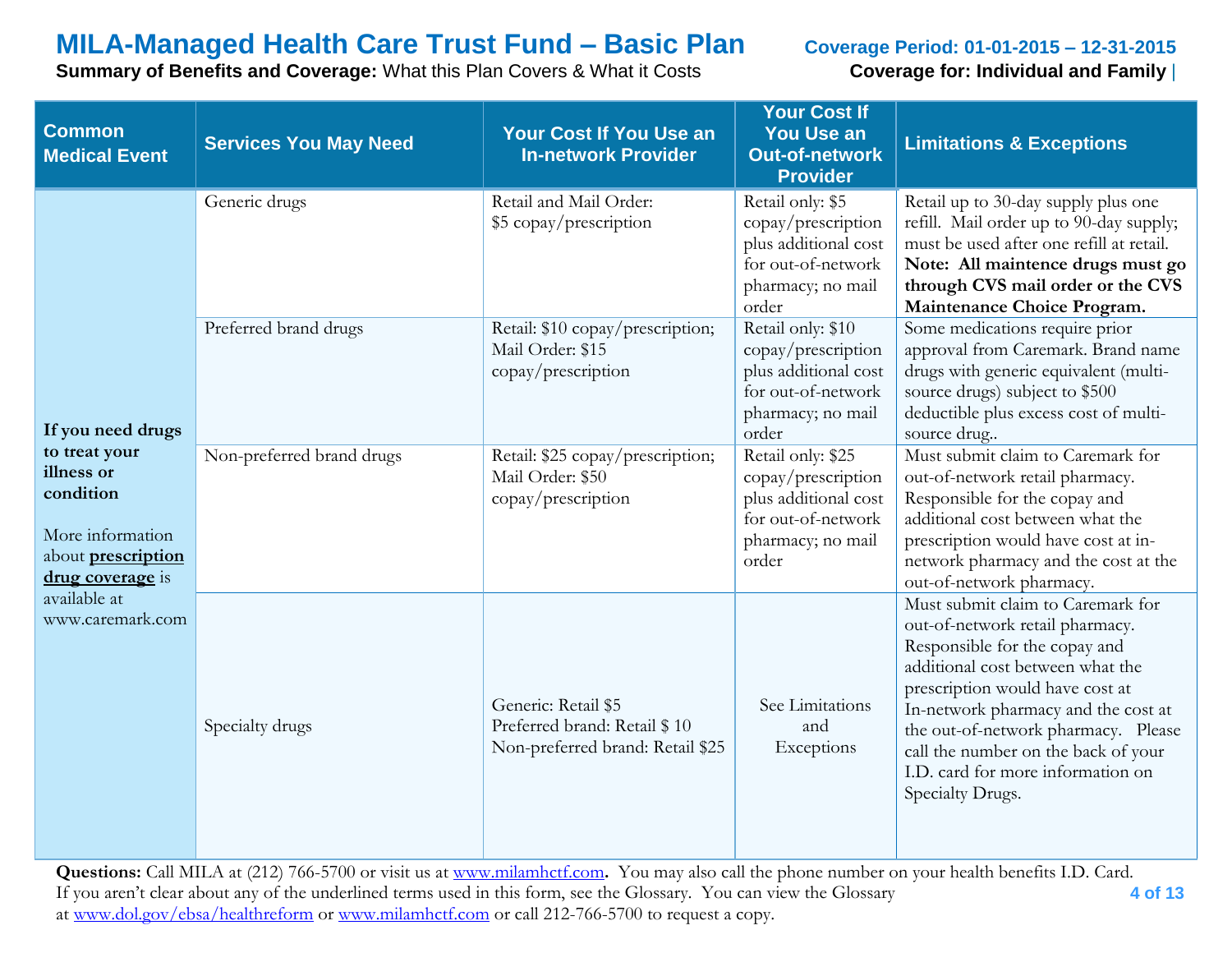# MILA-Managed Health Care Trust Fund – Basic Plan

**Coverage Period: 01-01-2015 – 12-31-2015**

**Summary of Benefits and Coverage:** What this Plan Covers & What it Costs

**Coverage for: Individual and Family**

| Common Medical Event | Services You May Need | Your Cost If You Use an In-network Provider | Your Cost If You Use an Out-of-network Provider | Limitations & Exceptions |
|---|---|---|---|---|
| **If you need drugs to treat your illness or condition** More information about **prescription drug coverage** is available at www.caremark.com | Generic drugs | Retail and Mail Order: $5 copay/prescription | Retail only: $5 copay/prescription plus additional cost for out-of-network pharmacy; no mail order | Retail up to 30-day supply plus one refill. Mail order up to 90-day supply; must be used after one refill at retail. **Note: All maintence drugs must go through CVS mail order or the CVS Maintenance Choice Program.** |
| | Preferred brand drugs | Retail: $10 copay/prescription; Mail Order: $15 copay/prescription | Retail only: $10 copay/prescription plus additional cost for out-of-network pharmacy; no mail order | Some medications require prior approval from Caremark. Brand name drugs with generic equivalent (multi-source drugs) subject to $500 deductible plus excess cost of multi-source drug.. |
| | Non-preferred brand drugs | Retail: $25 copay/prescription; Mail Order: $50 copay/prescription | Retail only: $25 copay/prescription plus additional cost for out-of-network pharmacy; no mail order | Must submit claim to Caremark for out-of-network retail pharmacy. Responsible for the copay and additional cost between what the prescription would have cost at in-network pharmacy and the cost at the out-of-network pharmacy. |
| | Specialty drugs | Generic: Retail $5<br>Preferred brand: Retail $ 10<br>Non-preferred brand: Retail $25 | See Limitations and Exceptions | Must submit claim to Caremark for out-of-network retail pharmacy. Responsible for the copay and additional cost between what the prescription would have cost at In-network pharmacy and the cost at the out-of-network pharmacy. Please call the number on the back of your I.D. card for more information on Specialty Drugs. |

**Questions:** Call MILA at (212) 766-5700 or visit us at www.milamhctf.com**.** You may also call the phone number on your health benefits I.D. Card. If you aren't clear about any of the underlined terms used in this form, see the Glossary. You can view the Glossary at www.dol.gov/ebsa/healthreform or www.milamhctf.com or call 212-766-5700 to request a copy.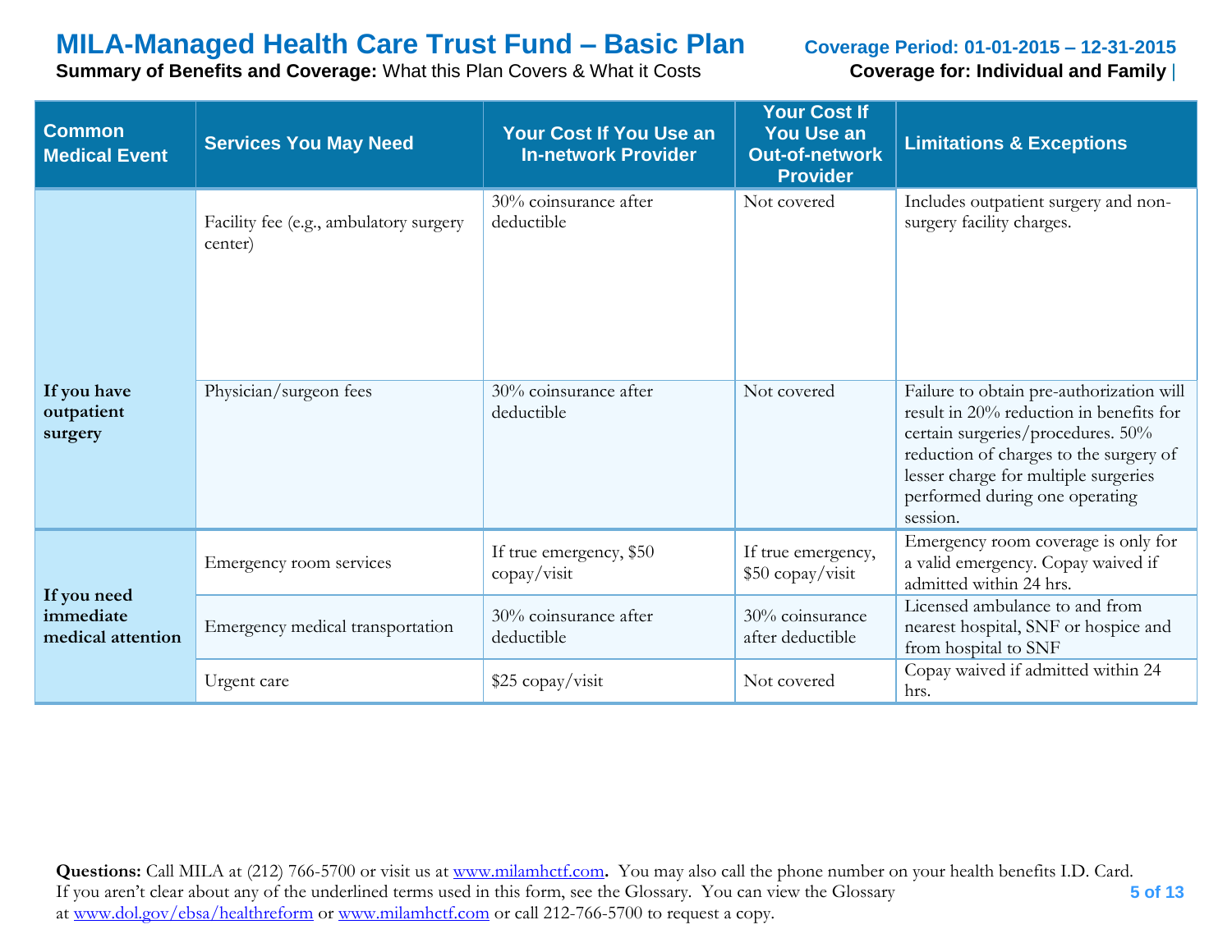| Common Medical Event | Services You May Need | Your Cost If You Use an In-network Provider | Your Cost If You Use an Out-of-network Provider | Limitations & Exceptions |
|---|---|---|---|---|
| **If you have outpatient surgery** | Facility fee (e.g., ambulatory surgery center) | 30% coinsurance after deductible | Not covered | Includes outpatient surgery and non-surgery facility charges. |
| | Physician/surgeon fees | 30% coinsurance after deductible | Not covered | Failure to obtain pre-authorization will result in 20% reduction in benefits for certain surgeries/procedures. 50% reduction of charges to the surgery of lesser charge for multiple surgeries performed during one operating session. |
| **If you need immediate medical attention** | Emergency room services | If true emergency, $50 copay/visit | If true emergency, $50 copay/visit | Emergency room coverage is only for a valid emergency. Copay waived if admitted within 24 hrs. |
| | Emergency medical transportation | 30% coinsurance after deductible | 30% coinsurance after deductible | Licensed ambulance to and from nearest hospital, SNF or hospice and from hospital to SNF |
| | Urgent care | $25 copay/visit | Not covered | Copay waived if admitted within 24 hrs. |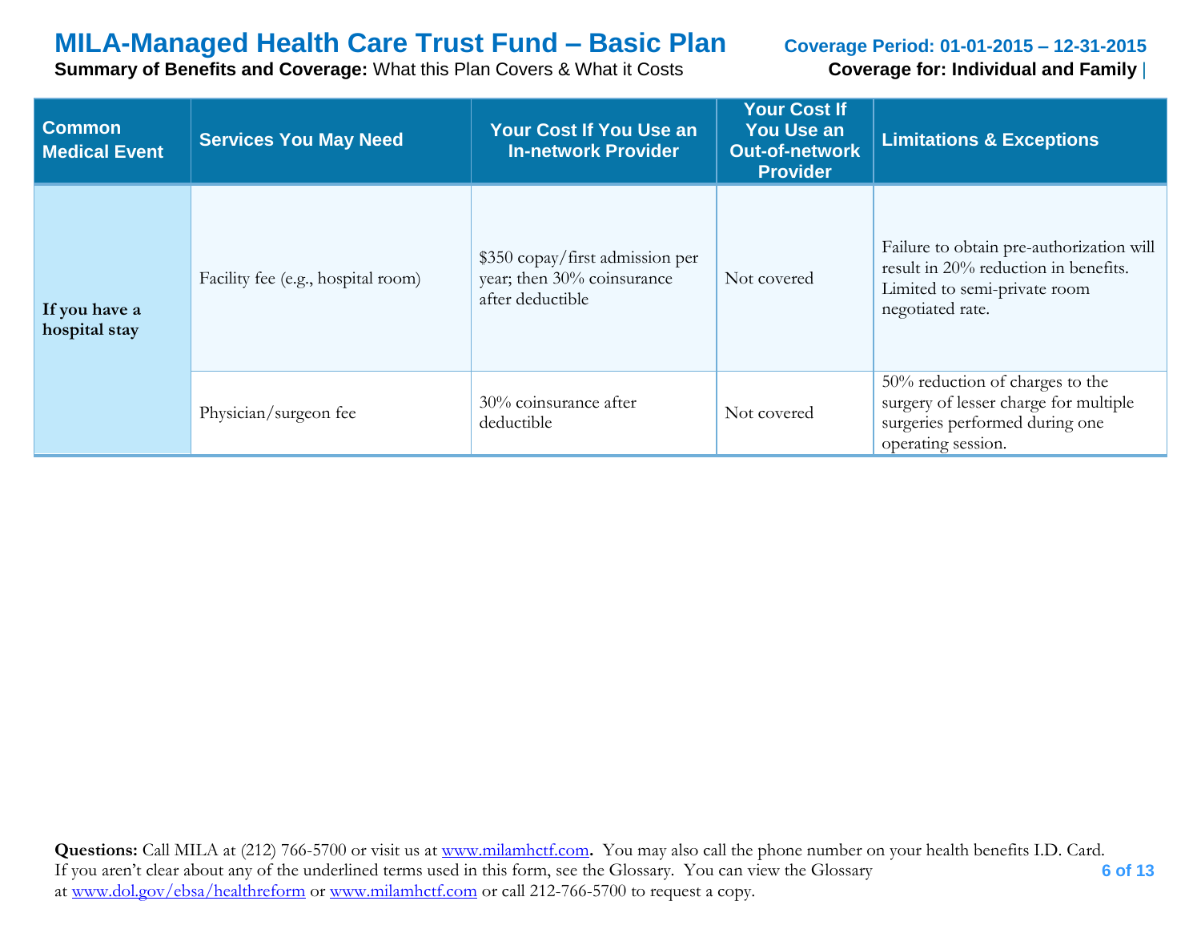| Common Medical Event | Services You May Need | Your Cost If You Use an In-network Provider | Your Cost If You Use an Out-of-network Provider | Limitations & Exceptions |
|---|---|---|---|---|
| **If you have a hospital stay** | Facility fee (e.g., hospital room) | $350 copay/first admission per year; then 30% coinsurance after deductible | Not covered | Failure to obtain pre-authorization will result in 20% reduction in benefits. Limited to semi-private room negotiated rate. |
| | Physician/surgeon fee | 30% coinsurance after deductible | Not covered | 50% reduction of charges to the surgery of lesser charge for multiple surgeries performed during one operating session. |

**Questions:** Call MILA at (212) 766-5700 or visit us at www.milamhctf.com**.** You may also call the phone number on your health benefits I.D. Card. If you aren't clear about any of the underlined terms used in this form, see the Glossary. You can view the Glossary at www.dol.gov/ebsa/healthreform or www.milamhctf.com or call 212-766-5700 to request a copy.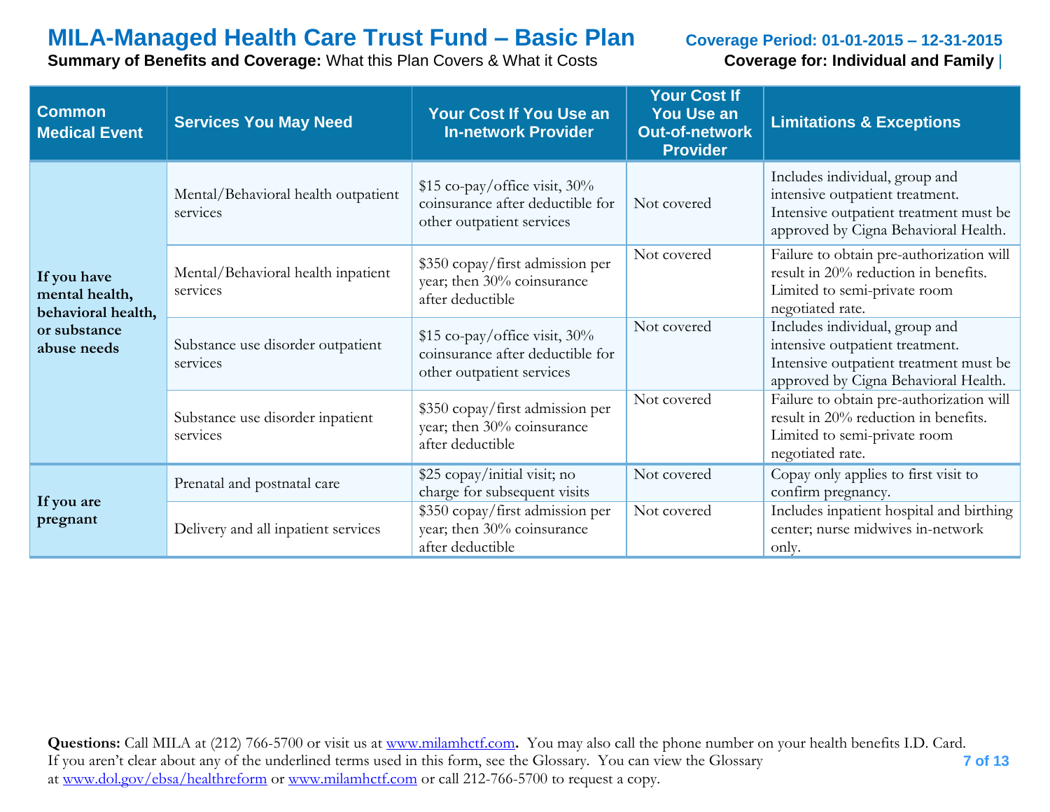# MILA-Managed Health Care Trust Fund – Basic Plan

**Coverage Period: 01-01-2015 – 12-31-2015**

**Summary of Benefits and Coverage:** What this Plan Covers & What it Costs

**Coverage for: Individual and Family**

| Common Medical Event | Services You May Need | Your Cost If You Use an In-network Provider | Your Cost If You Use an Out-of-network Provider | Limitations & Exceptions |
|---|---|---|---|---|
| If you have mental health, behavioral health, or substance abuse needs | Mental/Behavioral health outpatient services | $15 co-pay/office visit, 30% coinsurance after deductible for other outpatient services | Not covered | Includes individual, group and intensive outpatient treatment. Intensive outpatient treatment must be approved by Cigna Behavioral Health. |
| | Mental/Behavioral health inpatient services | $350 copay/first admission per year; then 30% coinsurance after deductible | Not covered | Failure to obtain pre-authorization will result in 20% reduction in benefits. Limited to semi-private room negotiated rate. |
| | Substance use disorder outpatient services | $15 co-pay/office visit, 30% coinsurance after deductible for other outpatient services | Not covered | Includes individual, group and intensive outpatient treatment. Intensive outpatient treatment must be approved by Cigna Behavioral Health. |
| | Substance use disorder inpatient services | $350 copay/first admission per year; then 30% coinsurance after deductible | Not covered | Failure to obtain pre-authorization will result in 20% reduction in benefits. Limited to semi-private room negotiated rate. |
| If you are pregnant | Prenatal and postnatal care | $25 copay/initial visit; no charge for subsequent visits | Not covered | Copay only applies to first visit to confirm pregnancy. |
| | Delivery and all inpatient services | $350 copay/first admission per year; then 30% coinsurance after deductible | Not covered | Includes inpatient hospital and birthing center; nurse midwives in-network only. |

**Questions:** Call MILA at (212) 766-5700 or visit us at www.milamhctf.com**.** You may also call the phone number on your health benefits I.D. Card. If you aren't clear about any of the underlined terms used in this form, see the Glossary. You can view the Glossary at www.dol.gov/ebsa/healthreform or www.milamhctf.com or call 212-766-5700 to request a copy.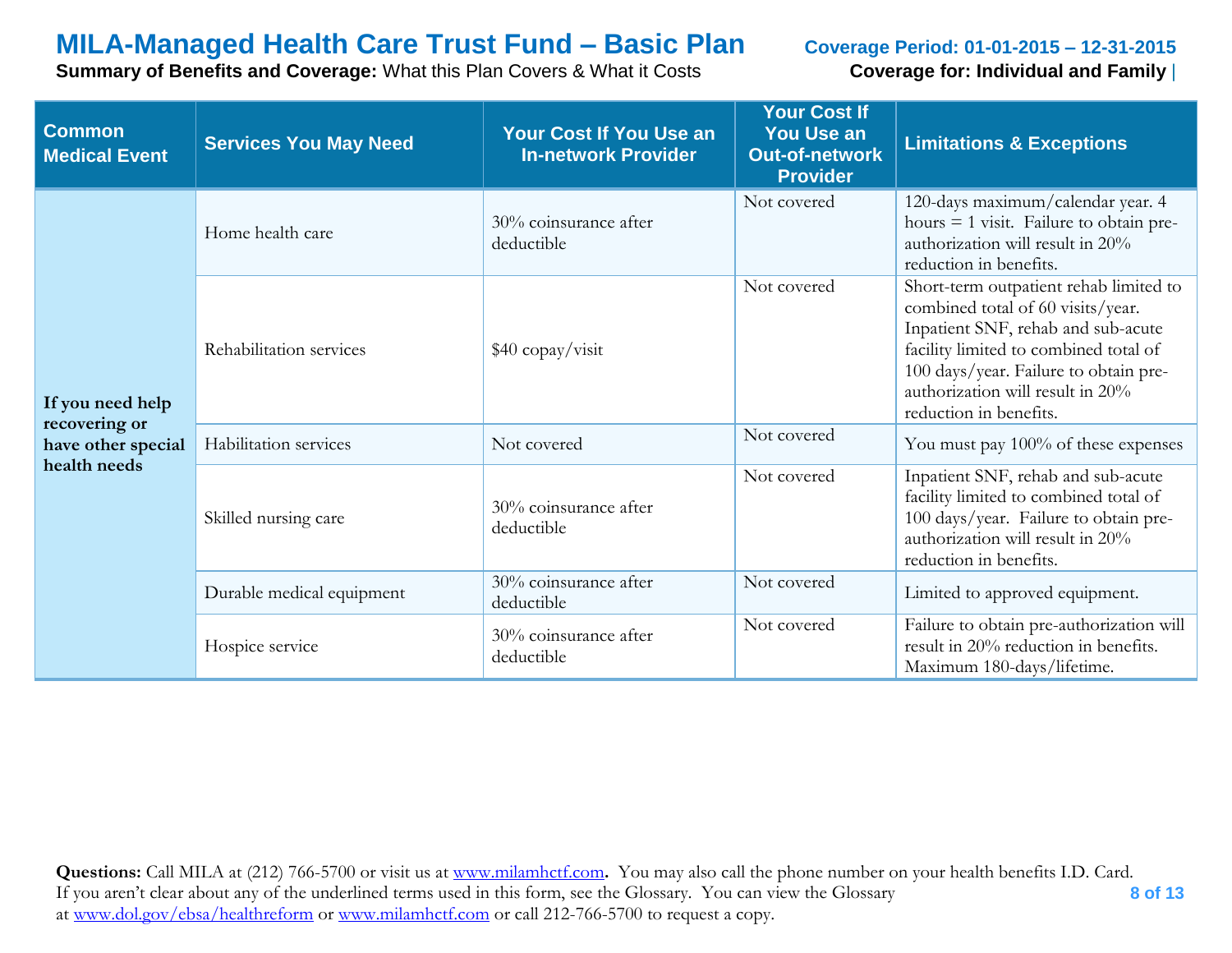# MILA-Managed Health Care Trust Fund – Basic Plan

**Coverage Period: 01-01-2015 – 12-31-2015**

**Summary of Benefits and Coverage:** What this Plan Covers & What it Costs

**Coverage for: Individual and Family**

| Common Medical Event | Services You May Need | Your Cost If You Use an In-network Provider | Your Cost If You Use an Out-of-network Provider | Limitations & Exceptions |
|---|---|---|---|---|
| **If you need help recovering or have other special health needs** | Home health care | 30% coinsurance after deductible | Not covered | 120-days maximum/calendar year. 4 hours = 1 visit. Failure to obtain pre-authorization will result in 20% reduction in benefits. |
| | Rehabilitation services | $40 copay/visit | Not covered | Short-term outpatient rehab limited to combined total of 60 visits/year. Inpatient SNF, rehab and sub-acute facility limited to combined total of 100 days/year. Failure to obtain pre-authorization will result in 20% reduction in benefits. |
| | Habilitation services | Not covered | Not covered | You must pay 100% of these expenses |
| | Skilled nursing care | 30% coinsurance after deductible | Not covered | Inpatient SNF, rehab and sub-acute facility limited to combined total of 100 days/year. Failure to obtain pre-authorization will result in 20% reduction in benefits. |
| | Durable medical equipment | 30% coinsurance after deductible | Not covered | Limited to approved equipment. |
| | Hospice service | 30% coinsurance after deductible | Not covered | Failure to obtain pre-authorization will result in 20% reduction in benefits. Maximum 180-days/lifetime. |

**Questions:** Call MILA at (212) 766-5700 or visit us at www.milamhctf.com**.** You may also call the phone number on your health benefits I.D. Card. If you aren't clear about any of the underlined terms used in this form, see the Glossary. You can view the Glossary at www.dol.gov/ebsa/healthreform or www.milamhctf.com or call 212-766-5700 to request a copy.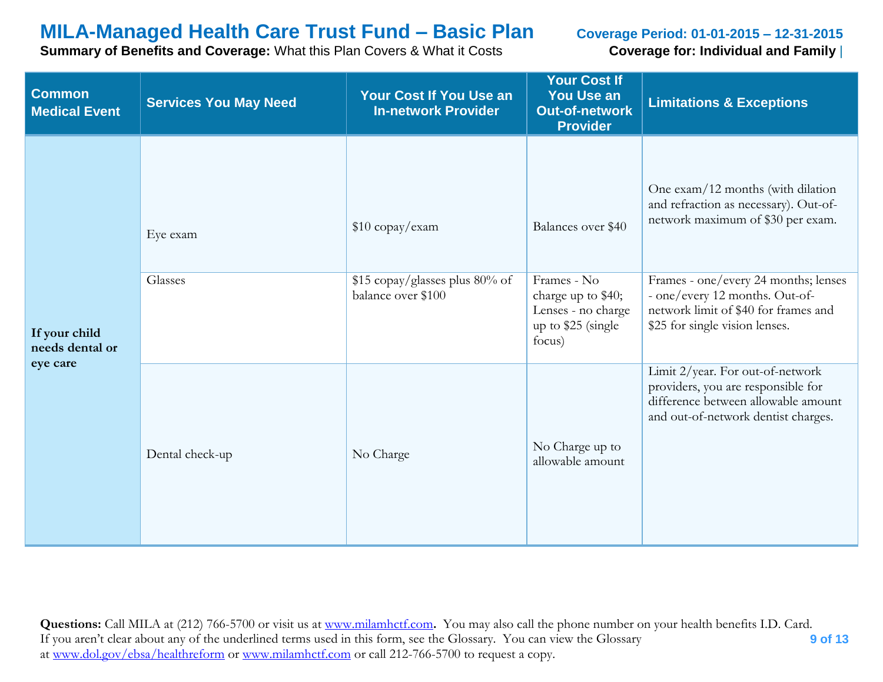# MILA-Managed Health Care Trust Fund – Basic Plan

**Coverage Period: 01-01-2015 – 12-31-2015**

**Summary of Benefits and Coverage:** What this Plan Covers & What it Costs

**Coverage for: Individual and Family** |

| Common Medical Event | Services You May Need | Your Cost If You Use an In-network Provider | Your Cost If You Use an Out-of-network Provider | Limitations & Exceptions |
|---|---|---|---|---|
| **If your child needs dental or eye care** | Eye exam | $10 copay/exam | Balances over $40 | One exam/12 months (with dilation and refraction as necessary). Out-of-network maximum of $30 per exam. |
| | Glasses | $15 copay/glasses plus 80% of balance over $100 | Frames - No charge up to $40; Lenses - no charge up to $25 (single focus) | Frames - one/every 24 months; lenses - one/every 12 months. Out-of-network limit of $40 for frames and $25 for single vision lenses. |
| | Dental check-up | No Charge | No Charge up to allowable amount | Limit 2/year. For out-of-network providers, you are responsible for difference between allowable amount and out-of-network dentist charges. |

**Questions:** Call MILA at (212) 766-5700 or visit us at www.milamhctf.com**.** You may also call the phone number on your health benefits I.D. Card. If you aren't clear about any of the underlined terms used in this form, see the Glossary. You can view the Glossary at www.dol.gov/ebsa/healthreform or www.milamhctf.com or call 212-766-5700 to request a copy.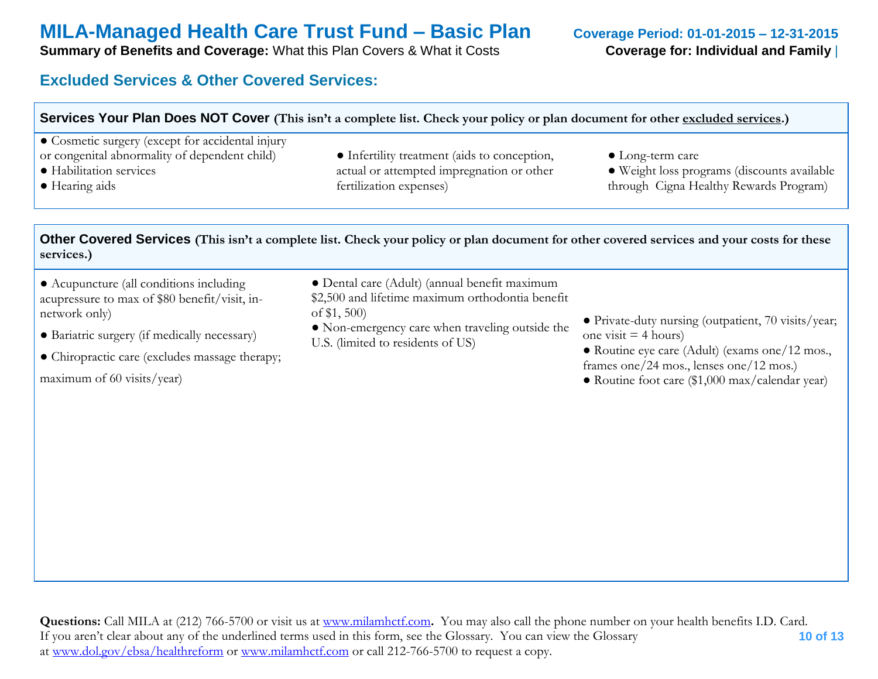## Excluded Services & Other Covered Services:

### Services Your Plan Does NOT Cover (This isn't a complete list. Check your policy or plan document for other excluded services.)

- Cosmetic surgery (except for accidental injury or congenital abnormality of dependent child)
- Habilitation services
- Hearing aids
- Infertility treatment (aids to conception, actual or attempted impregnation or other fertilization expenses)
- Long-term care
- Weight loss programs (discounts available through Cigna Healthy Rewards Program)

### Other Covered Services (This isn't a complete list. Check your policy or plan document for other covered services and your costs for these services.)

- Acupuncture (all conditions including acupressure to max of $80 benefit/visit, in-network only)
- Bariatric surgery (if medically necessary)
- Chiropractic care (excludes massage therapy; maximum of 60 visits/year)
- Dental care (Adult) (annual benefit maximum $2,500 and lifetime maximum orthodontia benefit of $1, 500)
- Non-emergency care when traveling outside the U.S. (limited to residents of US)
- Private-duty nursing (outpatient, 70 visits/year; one visit = 4 hours)
- Routine eye care (Adult) (exams one/12 mos., frames one/24 mos., lenses one/12 mos.)
- Routine foot care ($1,000 max/calendar year)

**Questions:** Call MILA at (212) 766-5700 or visit us at www.milamhctf.com**.** You may also call the phone number on your health benefits I.D. Card. If you aren't clear about any of the underlined terms used in this form, see the Glossary. You can view the Glossary at www.dol.gov/ebsa/healthreform or www.milamhctf.com or call 212-766-5700 to request a copy.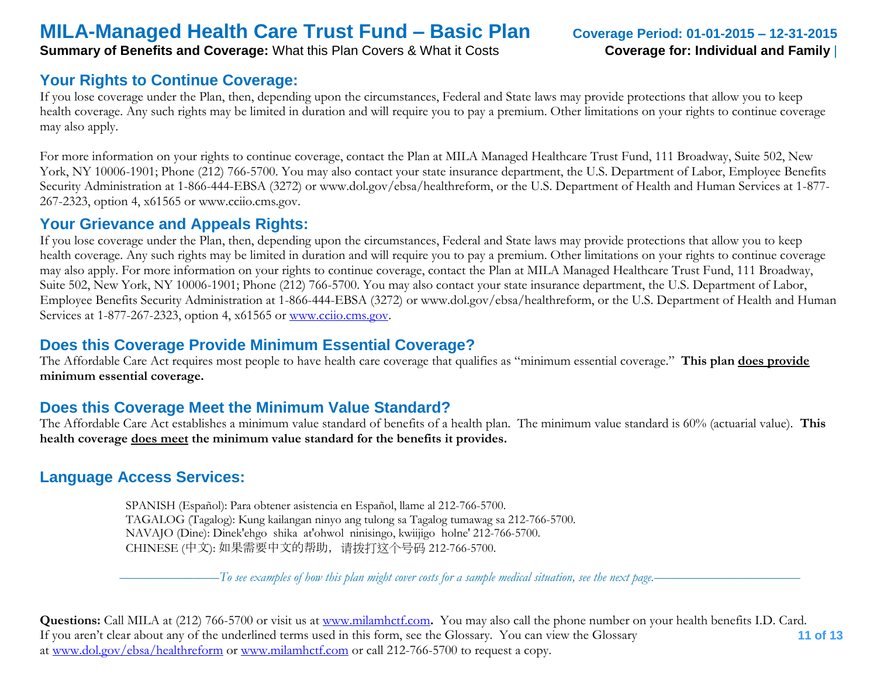## Your Rights to Continue Coverage:

If you lose coverage under the Plan, then, depending upon the circumstances, Federal and State laws may provide protections that allow you to keep health coverage. Any such rights may be limited in duration and will require you to pay a premium. Other limitations on your rights to continue coverage may also apply.

For more information on your rights to continue coverage, contact the Plan at MILA Managed Healthcare Trust Fund, 111 Broadway, Suite 502, New York, NY 10006-1901; Phone (212) 766-5700. You may also contact your state insurance department, the U.S. Department of Labor, Employee Benefits Security Administration at 1-866-444-EBSA (3272) or www.dol.gov/ebsa/healthreform, or the U.S. Department of Health and Human Services at 1-877-267-2323, option 4, x61565 or www.cciio.cms.gov.

## Your Grievance and Appeals Rights:

If you lose coverage under the Plan, then, depending upon the circumstances, Federal and State laws may provide protections that allow you to keep health coverage. Any such rights may be limited in duration and will require you to pay a premium. Other limitations on your rights to continue coverage may also apply. For more information on your rights to continue coverage, contact the Plan at MILA Managed Healthcare Trust Fund, 111 Broadway, Suite 502, New York, NY 10006-1901; Phone (212) 766-5700. You may also contact your state insurance department, the U.S. Department of Labor, Employee Benefits Security Administration at 1-866-444-EBSA (3272) or www.dol.gov/ebsa/healthreform, or the U.S. Department of Health and Human Services at 1-877-267-2323, option 4, x61565 or www.cciio.cms.gov.

## Does this Coverage Provide Minimum Essential Coverage?

The Affordable Care Act requires most people to have health care coverage that qualifies as "minimum essential coverage." **This plan does provide minimum essential coverage.**

## Does this Coverage Meet the Minimum Value Standard?

The Affordable Care Act establishes a minimum value standard of benefits of a health plan. The minimum value standard is 60% (actuarial value). **This health coverage does meet the minimum value standard for the benefits it provides.**

## Language Access Services:

SPANISH (Español): Para obtener asistencia en Español, llame al 212-766-5700.
TAGALOG (Tagalog): Kung kailangan ninyo ang tulong sa Tagalog tumawag sa 212-766-5700.
NAVAJO (Dine): Dinek'ehgo shika at'ohwol ninisingo, kwiijigo holne' 212-766-5700.
CHINESE (中文): 如果需要中文的帮助，请拨打这个号码 212-766-5700.

*——To see examples of how this plan might cover costs for a sample medical situation, see the next page.——*

**Questions:** Call MILA at (212) 766-5700 or visit us at www.milamhctf.com**.** You may also call the phone number on your health benefits I.D. Card. If you aren't clear about any of the underlined terms used in this form, see the Glossary. You can view the Glossary at www.dol.gov/ebsa/healthreform or www.milamhctf.com or call 212-766-5700 to request a copy.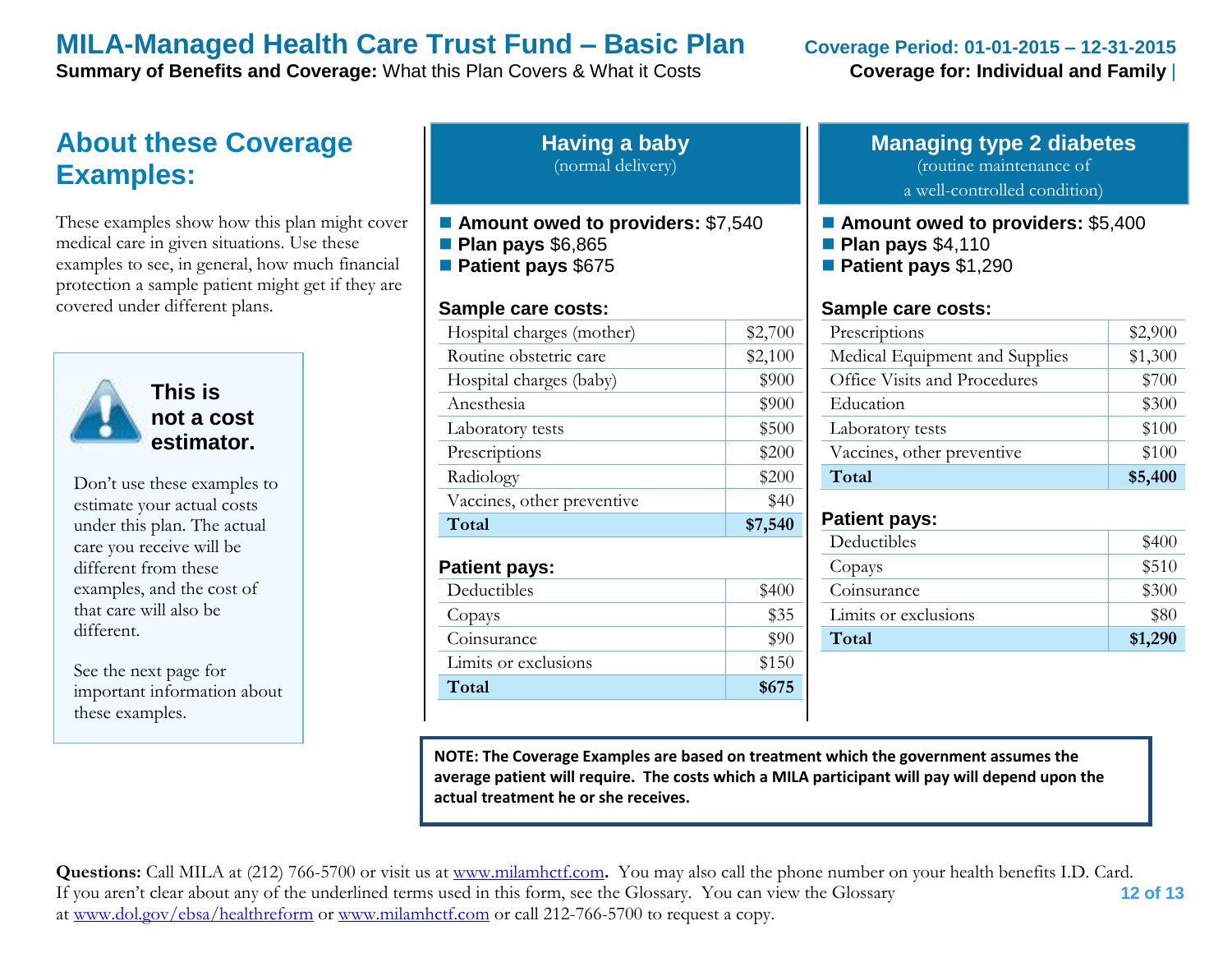# MILA-Managed Health Care Trust Fund – Basic Plan

**Coverage Period: 01-01-2015 – 12-31-2015**

**Summary of Benefits and Coverage:** What this Plan Covers & What it Costs

**Coverage for: Individual and Family**

## About these Coverage Examples:

These examples show how this plan might cover medical care in given situations. Use these examples to see, in general, how much financial protection a sample patient might get if they are covered under different plans.

**This is not a cost estimator.**

Don't use these examples to estimate your actual costs under this plan. The actual care you receive will be different from these examples, and the cost of that care will also be different.

See the next page for important information about these examples.

### Having a baby
(normal delivery)

- **Amount owed to providers:** $7,540
- **Plan pays** $6,865
- **Patient pays** $675

**Sample care costs:**

| | |
|---|---|
| Hospital charges (mother) | $2,700 |
| Routine obstetric care | $2,100 |
| Hospital charges (baby) | $900 |
| Anesthesia | $900 |
| Laboratory tests | $500 |
| Prescriptions | $200 |
| Radiology | $200 |
| Vaccines, other preventive | $40 |
| **Total** | **$7,540** |

**Patient pays:**

| | |
|---|---|
| Deductibles | $400 |
| Copays | $35 |
| Coinsurance | $90 |
| Limits or exclusions | $150 |
| **Total** | **$675** |

### Managing type 2 diabetes
(routine maintenance of a well-controlled condition)

- **Amount owed to providers:** $5,400
- **Plan pays** $4,110
- **Patient pays** $1,290

**Sample care costs:**

| | |
|---|---|
| Prescriptions | $2,900 |
| Medical Equipment and Supplies | $1,300 |
| Office Visits and Procedures | $700 |
| Education | $300 |
| Laboratory tests | $100 |
| Vaccines, other preventive | $100 |
| **Total** | **$5,400** |

**Patient pays:**

| | |
|---|---|
| Deductibles | $400 |
| Copays | $510 |
| Coinsurance | $300 |
| Limits or exclusions | $80 |
| **Total** | **$1,290** |

**NOTE: The Coverage Examples are based on treatment which the government assumes the average patient will require. The costs which a MILA participant will pay will depend upon the actual treatment he or she receives.**

**Questions:** Call MILA at (212) 766-5700 or visit us at www.milamhctf.com**.** You may also call the phone number on your health benefits I.D. Card. If you aren't clear about any of the underlined terms used in this form, see the Glossary. You can view the Glossary at www.dol.gov/ebsa/healthreform or www.milamhctf.com or call 212-766-5700 to request a copy.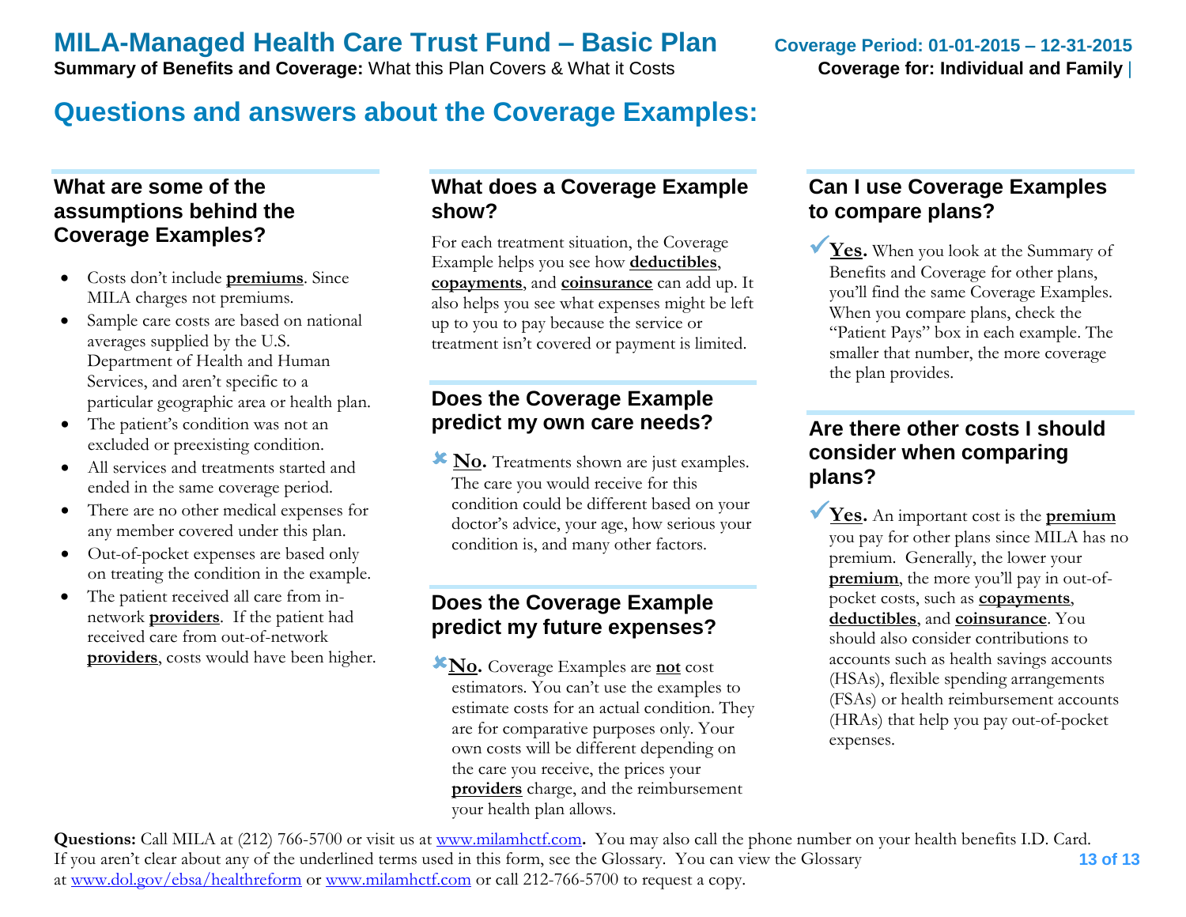# MILA-Managed Health Care Trust Fund – Basic Plan

Coverage Period: 01-01-2015 – 12-31-2015

**Summary of Benefits and Coverage:** What this Plan Covers & What it Costs

**Coverage for: Individual and Family**

## Questions and answers about the Coverage Examples:

### What are some of the assumptions behind the Coverage Examples?

- Costs don't include **premiums**. Since MILA charges not premiums.
- Sample care costs are based on national averages supplied by the U.S. Department of Health and Human Services, and aren't specific to a particular geographic area or health plan.
- The patient's condition was not an excluded or preexisting condition.
- All services and treatments started and ended in the same coverage period.
- There are no other medical expenses for any member covered under this plan.
- Out-of-pocket expenses are based only on treating the condition in the example.
- The patient received all care from in-network **providers**. If the patient had received care from out-of-network **providers**, costs would have been higher.

### What does a Coverage Example show?

For each treatment situation, the Coverage Example helps you see how **deductibles**, **copayments**, and **coinsurance** can add up. It also helps you see what expenses might be left up to you to pay because the service or treatment isn't covered or payment is limited.

### Does the Coverage Example predict my own care needs?

✘ **No.** Treatments shown are just examples. The care you would receive for this condition could be different based on your doctor's advice, your age, how serious your condition is, and many other factors.

### Does the Coverage Example predict my future expenses?

✘ **No.** Coverage Examples are **not** cost estimators. You can't use the examples to estimate costs for an actual condition. They are for comparative purposes only. Your own costs will be different depending on the care you receive, the prices your **providers** charge, and the reimbursement your health plan allows.

### Can I use Coverage Examples to compare plans?

✔ **Yes.** When you look at the Summary of Benefits and Coverage for other plans, you'll find the same Coverage Examples. When you compare plans, check the "Patient Pays" box in each example. The smaller that number, the more coverage the plan provides.

### Are there other costs I should consider when comparing plans?

✔ **Yes.** An important cost is the **premium** you pay for other plans since MILA has no premium. Generally, the lower your **premium**, the more you'll pay in out-of-pocket costs, such as **copayments**, **deductibles**, and **coinsurance**. You should also consider contributions to accounts such as health savings accounts (HSAs), flexible spending arrangements (FSAs) or health reimbursement accounts (HRAs) that help you pay out-of-pocket expenses.

**Questions:** Call MILA at (212) 766-5700 or visit us at www.milamhctf.com**.** You may also call the phone number on your health benefits I.D. Card. If you aren't clear about any of the underlined terms used in this form, see the Glossary. You can view the Glossary at www.dol.gov/ebsa/healthreform or www.milamhctf.com or call 212-766-5700 to request a copy.